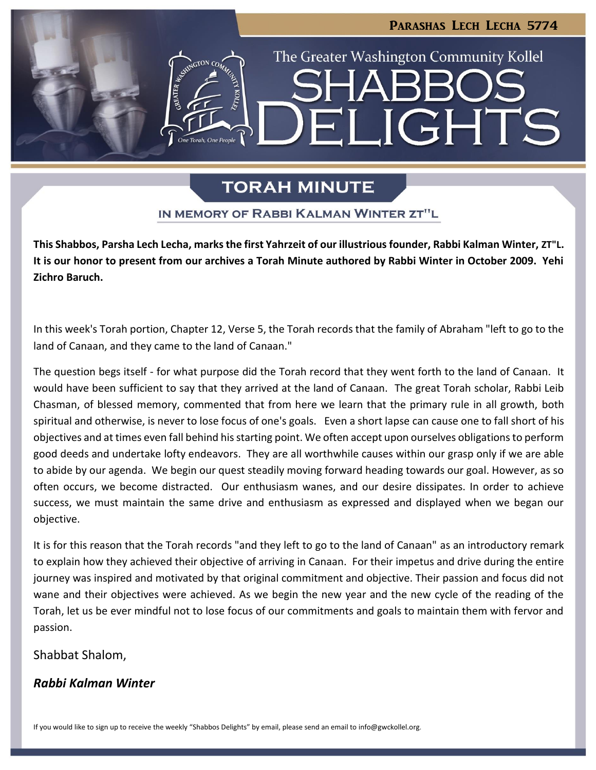Parashas Lech Lecha 5774

The Greater Washington Community Kollel

# Shabbos Delights

## Torah Minute

### In Memory of Rabbi Kalman Winter zt"l

**This Shabbos, Parsha Lech Lecha, marks the first Yahrzeit of our illustrious founder, Rabbi Kalman Winter, ZT"L. It is our honor to present from our archives a Torah Minute authored by Rabbi Winter in October 2009. Yehi Zichro Baruch.**

In this week's Torah portion, Chapter 12, Verse 5, the Torah records that the family of Abraham "left to go to the land of Canaan, and they came to the land of Canaan."

The question begs itself - for what purpose did the Torah record that they went forth to the land of Canaan. It would have been sufficient to say that they arrived at the land of Canaan. The great Torah scholar, Rabbi Leib Chasman, of blessed memory, commented that from here we learn that the primary rule in all growth, both spiritual and otherwise, is never to lose focus of one's goals. Even a short lapse can cause one to fall short of his objectives and at times even fall behind his starting point. We often accept upon ourselves obligations to perform good deeds and undertake lofty endeavors. They are all worthwhile causes within our grasp only if we are able to abide by our agenda. We begin our quest steadily moving forward heading towards our goal. However, as so often occurs, we become distracted. Our enthusiasm wanes, and our desire dissipates. In order to achieve success, we must maintain the same drive and enthusiasm as expressed and displayed when we began our objective.

It is for this reason that the Torah records "and they left to go to the land of Canaan" as an introductory remark to explain how they achieved their objective of arriving in Canaan. For their impetus and drive during the entire journey was inspired and motivated by that original commitment and objective. Their passion and focus did not wane and their objectives were achieved. As we begin the new year and the new cycle of the reading of the Torah, let us be ever mindful not to lose focus of our commitments and goals to maintain them with fervor and passion.

Shabbat Shalom,

***Rabbi Kalman Winter***

If you would like to sign up to receive the weekly "Shabbos Delights" by email, please send an email to info@gwckollel.org.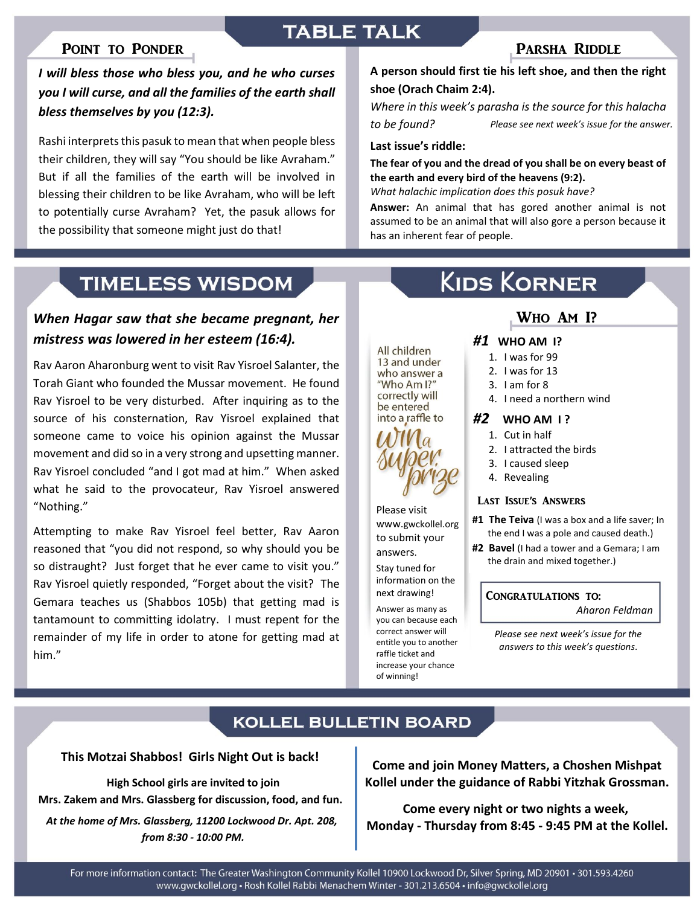# TABLE TALK

## Point to Ponder

***I will bless those who bless you, and he who curses you I will curse, and all the families of the earth shall bless themselves by you (12:3).***

Rashi interprets this pasuk to mean that when people bless their children, they will say "You should be like Avraham." But if all the families of the earth will be involved in blessing their children to be like Avraham, who will be left to potentially curse Avraham? Yet, the pasuk allows for the possibility that someone might just do that!

## Parsha Riddle

**A person should first tie his left shoe, and then the right shoe (Orach Chaim 2:4).**

*Where in this week's parasha is the source for this halacha to be found?* *Please see next week's issue for the answer.*

**Last issue's riddle:**

**The fear of you and the dread of you shall be on every beast of the earth and every bird of the heavens (9:2).**

*What halachic implication does this posuk have?*

**Answer:** An animal that has gored another animal is not assumed to be an animal that will also gore a person because it has an inherent fear of people.

# TIMELESS WISDOM

***When Hagar saw that she became pregnant, her mistress was lowered in her esteem (16:4).***

Rav Aaron Aharonburg went to visit Rav Yisroel Salanter, the Torah Giant who founded the Mussar movement. He found Rav Yisroel to be very disturbed. After inquiring as to the source of his consternation, Rav Yisroel explained that someone came to voice his opinion against the Mussar movement and did so in a very strong and upsetting manner. Rav Yisroel concluded "and I got mad at him." When asked what he said to the provocateur, Rav Yisroel answered "Nothing."

Attempting to make Rav Yisroel feel better, Rav Aaron reasoned that "you did not respond, so why should you be so distraught? Just forget that he ever came to visit you." Rav Yisroel quietly responded, "Forget about the visit? The Gemara teaches us (Shabbos 105b) that getting mad is tantamount to committing idolatry. I must repent for the remainder of my life in order to atone for getting mad at him."

# KIDS KORNER

All children 13 and under who answer a "Who Am I?" correctly will be entered into a raffle to win a super prize

Please visit www.gwckollel.org to submit your answers.

Stay tuned for information on the next drawing!

Answer as many as you can because each correct answer will entitle you to another raffle ticket and increase your chance of winning!

## Who Am I?

### #1 WHO AM I?

1. I was for 99
2. I was for 13
3. I am for 8
4. I need a northern wind

### #2 WHO AM I?

1. Cut in half
2. I attracted the birds
3. I caused sleep
4. Revealing

### Last Issue's Answers

**#1 The Teiva** (I was a box and a life saver; In the end I was a pole and caused death.)

**#2 Bavel** (I had a tower and a Gemara; I am the drain and mixed together.)

**Congratulations to:**
*Aharon Feldman*

*Please see next week's issue for the answers to this week's questions.*

# KOLLEL BULLETIN BOARD

**This Motzai Shabbos! Girls Night Out is back!**

**High School girls are invited to join Mrs. Zakem and Mrs. Glassberg for discussion, food, and fun.**

***At the home of Mrs. Glassberg, 11200 Lockwood Dr. Apt. 208, from 8:30 - 10:00 PM.***

**Come and join Money Matters, a Choshen Mishpat Kollel under the guidance of Rabbi Yitzhak Grossman.**

**Come every night or two nights a week, Monday - Thursday from 8:45 - 9:45 PM at the Kollel.**

For more information contact: The Greater Washington Community Kollel 10900 Lockwood Dr, Silver Spring, MD 20901 • 301.593.4260
www.gwckollel.org • Rosh Kollel Rabbi Menachem Winter - 301.213.6504 • info@gwckollel.org